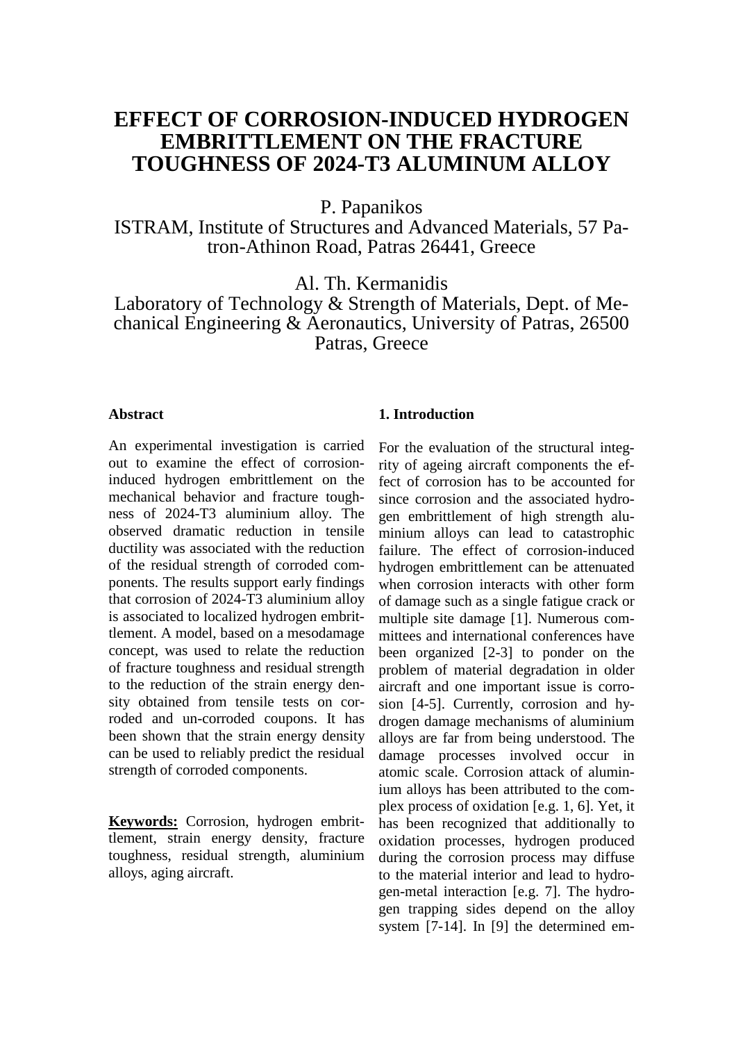# EFFECT OF CORROSION-INDUCED HYDROGEN EMBRITTLEMENT ON THE FRACTURE TOUGHNESS OF 2024-T3 ALUMINUM ALLOY

P. Papanikos
ISTRAM, Institute of Structures and Advanced Materials, 57 Patron-Athinon Road, Patras 26441, Greece

Al. Th. Kermanidis
Laboratory of Technology & Strength of Materials, Dept. of Mechanical Engineering & Aeronautics, University of Patras, 26500 Patras, Greece

### Abstract

An experimental investigation is carried out to examine the effect of corrosion-induced hydrogen embrittlement on the mechanical behavior and fracture toughness of 2024-T3 aluminium alloy. The observed dramatic reduction in tensile ductility was associated with the reduction of the residual strength of corroded components. The results support early findings that corrosion of 2024-T3 aluminium alloy is associated to localized hydrogen embrittlement. A model, based on a mesodamage concept, was used to relate the reduction of fracture toughness and residual strength to the reduction of the strain energy density obtained from tensile tests on corroded and un-corroded coupons. It has been shown that the strain energy density can be used to reliably predict the residual strength of corroded components.

**Keywords:** Corrosion, hydrogen embrittlement, strain energy density, fracture toughness, residual strength, aluminium alloys, aging aircraft.

### 1. Introduction

For the evaluation of the structural integrity of ageing aircraft components the effect of corrosion has to be accounted for since corrosion and the associated hydrogen embrittlement of high strength aluminium alloys can lead to catastrophic failure. The effect of corrosion-induced hydrogen embrittlement can be attenuated when corrosion interacts with other form of damage such as a single fatigue crack or multiple site damage [1]. Numerous committees and international conferences have been organized [2-3] to ponder on the problem of material degradation in older aircraft and one important issue is corrosion [4-5]. Currently, corrosion and hydrogen damage mechanisms of aluminium alloys are far from being understood. The damage processes involved occur in atomic scale. Corrosion attack of aluminium alloys has been attributed to the complex process of oxidation [e.g. 1, 6]. Yet, it has been recognized that additionally to oxidation processes, hydrogen produced during the corrosion process may diffuse to the material interior and lead to hydrogen-metal interaction [e.g. 7]. The hydrogen trapping sides depend on the alloy system [7-14]. In [9] the determined em-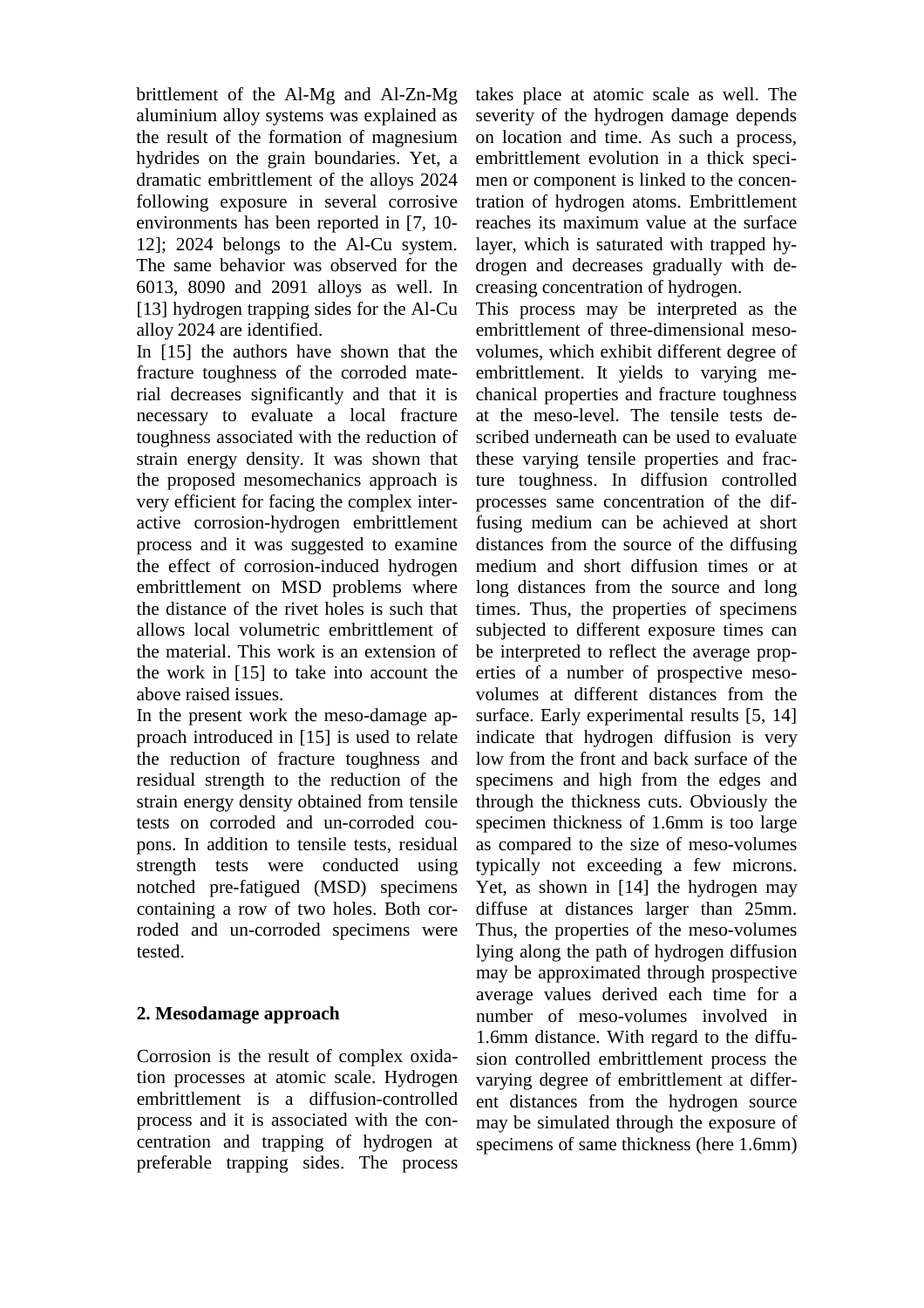brittlement of the Al-Mg and Al-Zn-Mg aluminium alloy systems was explained as the result of the formation of magnesium hydrides on the grain boundaries. Yet, a dramatic embrittlement of the alloys 2024 following exposure in several corrosive environments has been reported in [7, 10-12]; 2024 belongs to the Al-Cu system. The same behavior was observed for the 6013, 8090 and 2091 alloys as well. In [13] hydrogen trapping sides for the Al-Cu alloy 2024 are identified.

In [15] the authors have shown that the fracture toughness of the corroded material decreases significantly and that it is necessary to evaluate a local fracture toughness associated with the reduction of strain energy density. It was shown that the proposed mesomechanics approach is very efficient for facing the complex interactive corrosion-hydrogen embrittlement process and it was suggested to examine the effect of corrosion-induced hydrogen embrittlement on MSD problems where the distance of the rivet holes is such that allows local volumetric embrittlement of the material. This work is an extension of the work in [15] to take into account the above raised issues.

In the present work the meso-damage approach introduced in [15] is used to relate the reduction of fracture toughness and residual strength to the reduction of the strain energy density obtained from tensile tests on corroded and un-corroded coupons. In addition to tensile tests, residual strength tests were conducted using notched pre-fatigued (MSD) specimens containing a row of two holes. Both corroded and un-corroded specimens were tested.

## 2. Mesodamage approach

Corrosion is the result of complex oxidation processes at atomic scale. Hydrogen embrittlement is a diffusion-controlled process and it is associated with the concentration and trapping of hydrogen at preferable trapping sides. The process takes place at atomic scale as well. The severity of the hydrogen damage depends on location and time. As such a process, embrittlement evolution in a thick specimen or component is linked to the concentration of hydrogen atoms. Embrittlement reaches its maximum value at the surface layer, which is saturated with trapped hydrogen and decreases gradually with decreasing concentration of hydrogen.

This process may be interpreted as the embrittlement of three-dimensional meso-volumes, which exhibit different degree of embrittlement. It yields to varying mechanical properties and fracture toughness at the meso-level. The tensile tests described underneath can be used to evaluate these varying tensile properties and fracture toughness. In diffusion controlled processes same concentration of the diffusing medium can be achieved at short distances from the source of the diffusing medium and short diffusion times or at long distances from the source and long times. Thus, the properties of specimens subjected to different exposure times can be interpreted to reflect the average properties of a number of prospective meso-volumes at different distances from the surface. Early experimental results [5, 14] indicate that hydrogen diffusion is very low from the front and back surface of the specimens and high from the edges and through the thickness cuts. Obviously the specimen thickness of 1.6mm is too large as compared to the size of meso-volumes typically not exceeding a few microns. Yet, as shown in [14] the hydrogen may diffuse at distances larger than 25mm. Thus, the properties of the meso-volumes lying along the path of hydrogen diffusion may be approximated through prospective average values derived each time for a number of meso-volumes involved in 1.6mm distance. With regard to the diffusion controlled embrittlement process the varying degree of embrittlement at different distances from the hydrogen source may be simulated through the exposure of specimens of same thickness (here 1.6mm)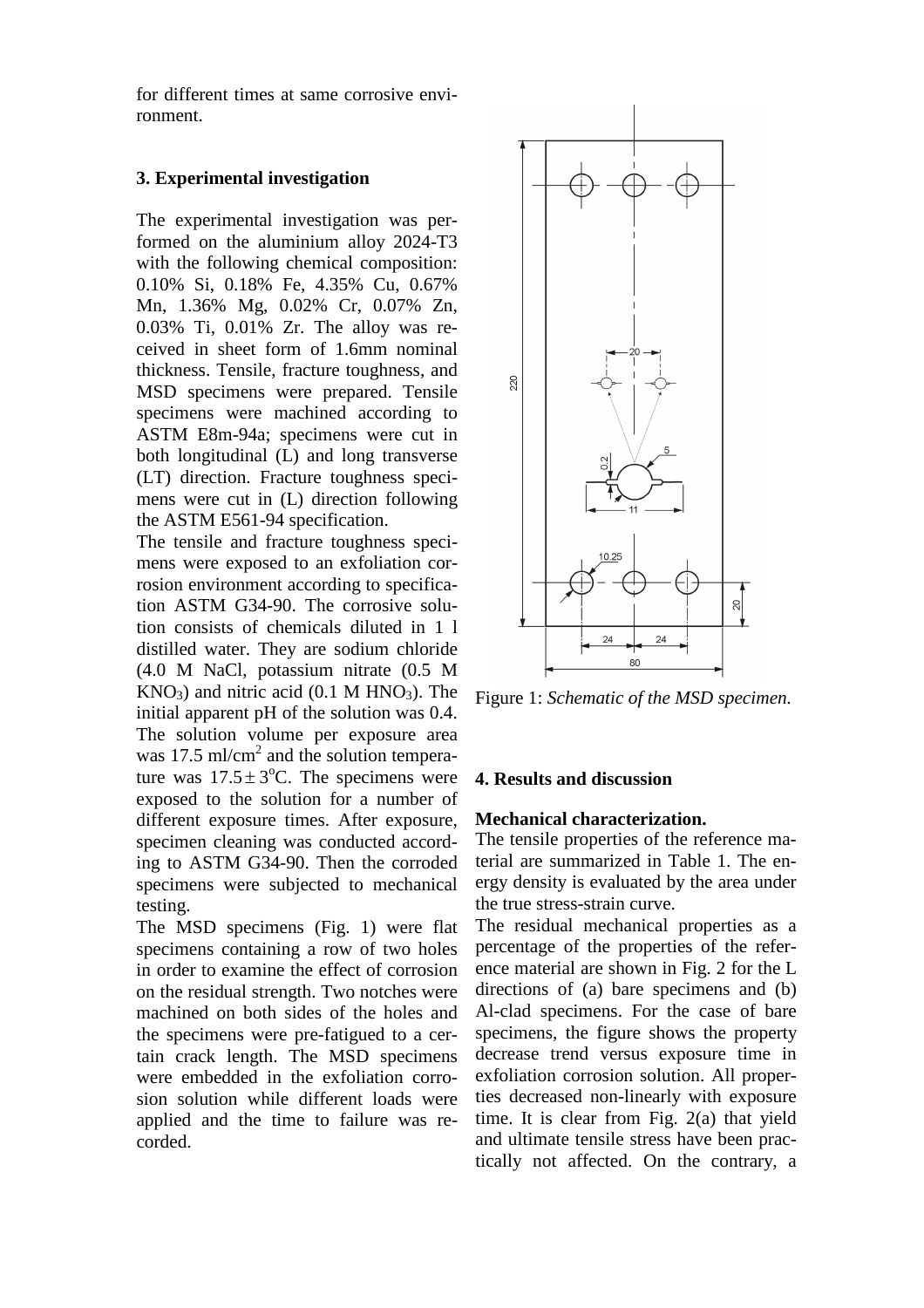for different times at same corrosive environment.

### 3. Experimental investigation

The experimental investigation was performed on the aluminium alloy 2024-T3 with the following chemical composition: 0.10% Si, 0.18% Fe, 4.35% Cu, 0.67% Mn, 1.36% Mg, 0.02% Cr, 0.07% Zn, 0.03% Ti, 0.01% Zr. The alloy was received in sheet form of 1.6mm nominal thickness. Tensile, fracture toughness, and MSD specimens were prepared. Tensile specimens were machined according to ASTM E8m-94a; specimens were cut in both longitudinal (L) and long transverse (LT) direction. Fracture toughness specimens were cut in (L) direction following the ASTM E561-94 specification.

The tensile and fracture toughness specimens were exposed to an exfoliation corrosion environment according to specification ASTM G34-90. The corrosive solution consists of chemicals diluted in 1 l distilled water. They are sodium chloride (4.0 M NaCl, potassium nitrate (0.5 M $KNO_3$) and nitric acid (0.1 M $HNO_3$). The initial apparent pH of the solution was 0.4. The solution volume per exposure area was 17.5 ml/cm$^2$ and the solution temperature was $17.5 \pm 3^{o}$C. The specimens were exposed to the solution for a number of different exposure times. After exposure, specimen cleaning was conducted according to ASTM G34-90. Then the corroded specimens were subjected to mechanical testing.

The MSD specimens (Fig. 1) were flat specimens containing a row of two holes in order to examine the effect of corrosion on the residual strength. Two notches were machined on both sides of the holes and the specimens were pre-fatigued to a certain crack length. The MSD specimens were embedded in the exfoliation corrosion solution while different loads were applied and the time to failure was recorded.

Figure 1: *Schematic of the MSD specimen.*

### 4. Results and discussion

**Mechanical characterization.**
The tensile properties of the reference material are summarized in Table 1. The energy density is evaluated by the area under the true stress-strain curve.

The residual mechanical properties as a percentage of the properties of the reference material are shown in Fig. 2 for the L directions of (a) bare specimens and (b) Al-clad specimens. For the case of bare specimens, the figure shows the property decrease trend versus exposure time in exfoliation corrosion solution. All properties decreased non-linearly with exposure time. It is clear from Fig. 2(a) that yield and ultimate tensile stress have been practically not affected. On the contrary, a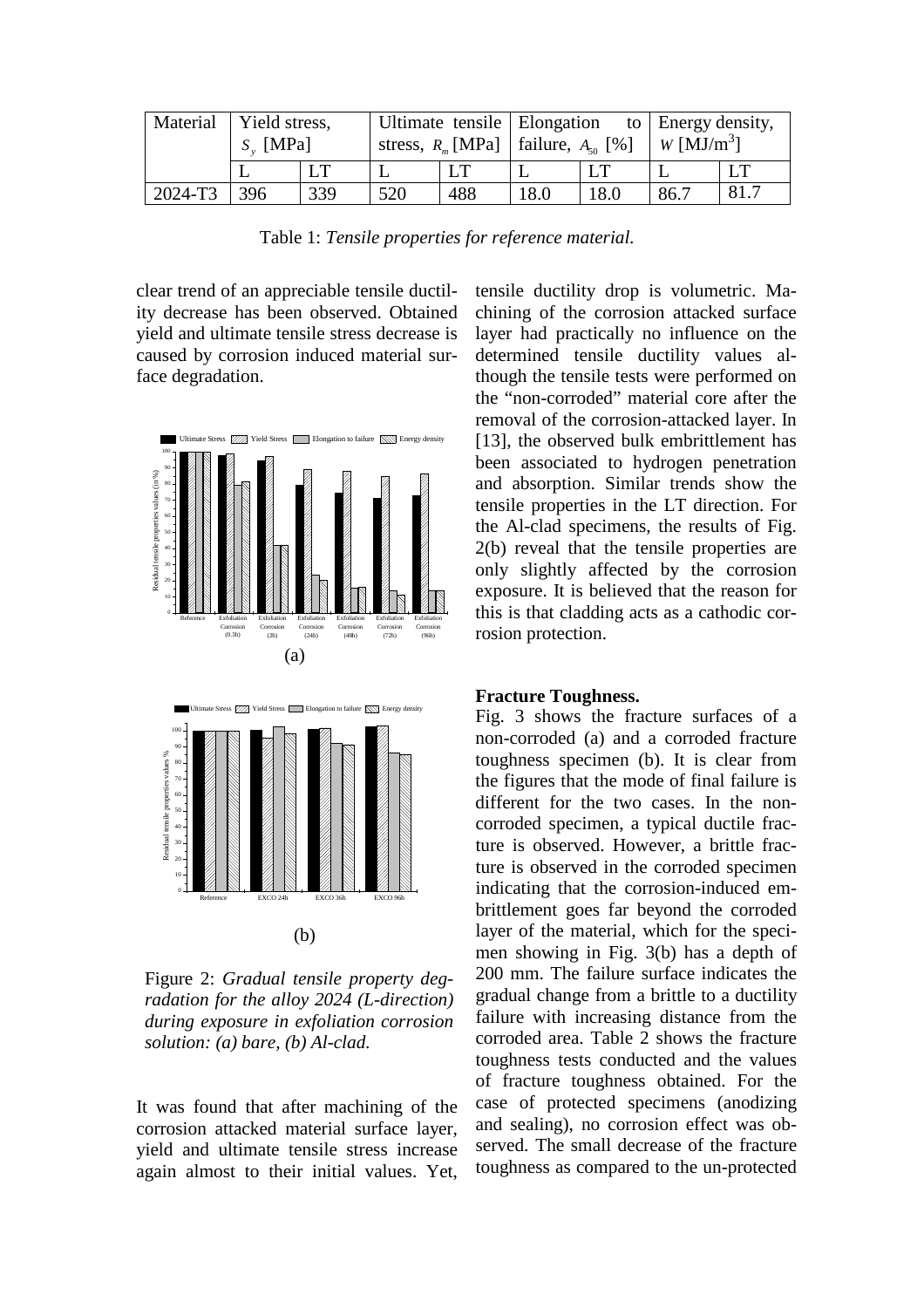| Material | Yield stress, $S_y$ [MPa] | | Ultimate tensile stress, $R_m$ [MPa] | | Elongation to failure, $A_{50}$ [%] | | Energy density, $W$ [MJ/m$^3$] | |
|---|---|---|---|---|---|---|---|---|
| | L | LT | L | LT | L | LT | L | LT |
| 2024-T3 | 396 | 339 | 520 | 488 | 18.0 | 18.0 | 86.7 | 81.7 |

Table 1: *Tensile properties for reference material.*

clear trend of an appreciable tensile ductility decrease has been observed. Obtained yield and ultimate tensile stress decrease is caused by corrosion induced material surface degradation.

(a)

(b)

Figure 2: *Gradual tensile property degradation for the alloy 2024 (L-direction) during exposure in exfoliation corrosion solution: (a) bare, (b) Al-clad.*

It was found that after machining of the corrosion attacked material surface layer, yield and ultimate tensile stress increase again almost to their initial values. Yet, tensile ductility drop is volumetric. Machining of the corrosion attacked surface layer had practically no influence on the determined tensile ductility values although the tensile tests were performed on the "non-corroded" material core after the removal of the corrosion-attacked layer. In [13], the observed bulk embrittlement has been associated to hydrogen penetration and absorption. Similar trends show the tensile properties in the LT direction. For the Al-clad specimens, the results of Fig. 2(b) reveal that the tensile properties are only slightly affected by the corrosion exposure. It is believed that the reason for this is that cladding acts as a cathodic corrosion protection.

**Fracture Toughness.**

Fig. 3 shows the fracture surfaces of a non-corroded (a) and a corroded fracture toughness specimen (b). It is clear from the figures that the mode of final failure is different for the two cases. In the non-corroded specimen, a typical ductile fracture is observed. However, a brittle fracture is observed in the corroded specimen indicating that the corrosion-induced embrittlement goes far beyond the corroded layer of the material, which for the specimen showing in Fig. 3(b) has a depth of 200 mm. The failure surface indicates the gradual change from a brittle to a ductility failure with increasing distance from the corroded area. Table 2 shows the fracture toughness tests conducted and the values of fracture toughness obtained. For the case of protected specimens (anodizing and sealing), no corrosion effect was observed. The small decrease of the fracture toughness as compared to the un-protected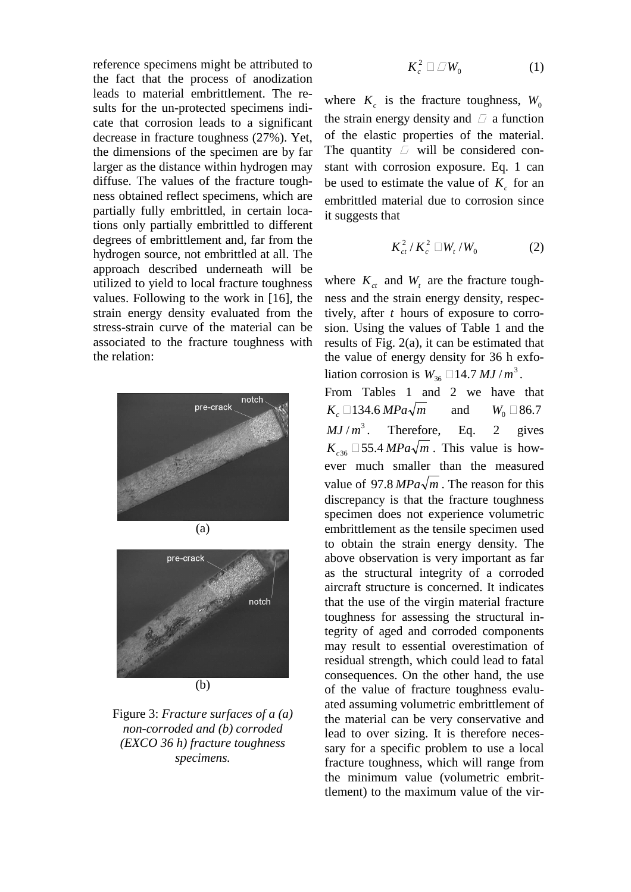reference specimens might be attributed to the fact that the process of anodization leads to material embrittlement. The results for the un-protected specimens indicate that corrosion leads to a significant decrease in fracture toughness (27%). Yet, the dimensions of the specimen are by far larger as the distance within hydrogen may diffuse. The values of the fracture toughness obtained reflect specimens, which are partially fully embrittled, in certain locations only partially embrittled to different degrees of embrittlement and, far from the hydrogen source, not embrittled at all. The approach described underneath will be utilized to yield to local fracture toughness values. Following to the work in [16], the strain energy density evaluated from the stress-strain curve of the material can be associated to the fracture toughness with the relation:

Figure 3: *Fracture surfaces of a (a) non-corroded and (b) corroded (EXCO 36 h) fracture toughness specimens.*

$$K_c^2 \approx \lambda W_0 \qquad (1)$$

where $K_c$ is the fracture toughness, $W_0$ the strain energy density and $\lambda$ a function of the elastic properties of the material. The quantity $\lambda$ will be considered constant with corrosion exposure. Eq. 1 can be used to estimate the value of $K_c$ for an embrittled material due to corrosion since it suggests that

$$K_{ct}^2 / K_c^2 \approx W_t / W_0 \qquad (2)$$

where $K_{ct}$ and $W_t$ are the fracture toughness and the strain energy density, respectively, after $t$ hours of exposure to corrosion. Using the values of Table 1 and the results of Fig. 2(a), it can be estimated that the value of energy density for 36 h exfoliation corrosion is $W_{36} \approx 14.7\, MJ/m^3$.

From Tables 1 and 2 we have that $K_c \approx 134.6\, MPa\sqrt{m}$ and $W_0 \approx 86.7\, MJ/m^3$. Therefore, Eq. 2 gives $K_{c36} \approx 55.4\, MPa\sqrt{m}$. This value is however much smaller than the measured value of $97.8\, MPa\sqrt{m}$. The reason for this discrepancy is that the fracture toughness specimen does not experience volumetric embrittlement as the tensile specimen used to obtain the strain energy density. The above observation is very important as far as the structural integrity of a corroded aircraft structure is concerned. It indicates that the use of the virgin material fracture toughness for assessing the structural integrity of aged and corroded components may result to essential overestimation of residual strength, which could lead to fatal consequences. On the other hand, the use of the value of fracture toughness evaluated assuming volumetric embrittlement of the material can be very conservative and lead to over sizing. It is therefore necessary for a specific problem to use a local fracture toughness, which will range from the minimum value (volumetric embrittlement) to the maximum value of the vir-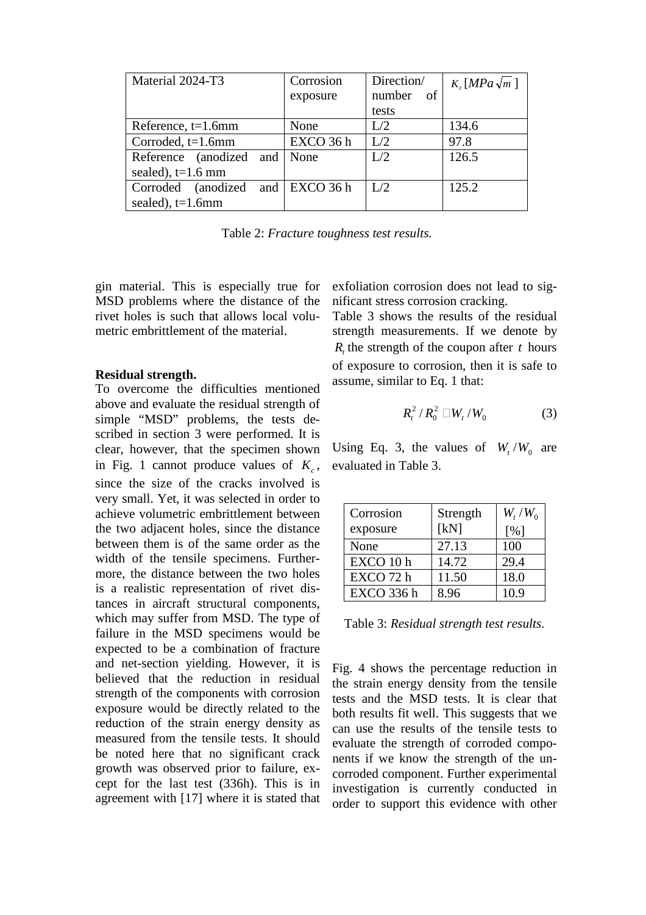| Material 2024-T3 | Corrosion exposure | Direction/ number of tests | $K_c\,[MPa\sqrt{m}\,]$ |
|---|---|---|---|
| Reference, t=1.6mm | None | L/2 | 134.6 |
| Corroded, t=1.6mm | EXCO 36 h | L/2 | 97.8 |
| Reference (anodized and sealed), t=1.6 mm | None | L/2 | 126.5 |
| Corroded (anodized and sealed), t=1.6mm | EXCO 36 h | L/2 | 125.2 |

Table 2: *Fracture toughness test results.*

gin material. This is especially true for MSD problems where the distance of the rivet holes is such that allows local volumetric embrittlement of the material.

**Residual strength.**

To overcome the difficulties mentioned above and evaluate the residual strength of simple "MSD" problems, the tests described in section 3 were performed. It is clear, however, that the specimen shown in Fig. 1 cannot produce values of $K_c$, since the size of the cracks involved is very small. Yet, it was selected in order to achieve volumetric embrittlement between the two adjacent holes, since the distance between them is of the same order as the width of the tensile specimens. Furthermore, the distance between the two holes is a realistic representation of rivet distances in aircraft structural components, which may suffer from MSD. The type of failure in the MSD specimens would be expected to be a combination of fracture and net-section yielding. However, it is believed that the reduction in residual strength of the components with corrosion exposure would be directly related to the reduction of the strain energy density as measured from the tensile tests. It should be noted here that no significant crack growth was observed prior to failure, except for the last test (336h). This is in agreement with [17] where it is stated that exfoliation corrosion does not lead to significant stress corrosion cracking.

Table 3 shows the results of the residual strength measurements. If we denote by $R_t$ the strength of the coupon after $t$ hours of exposure to corrosion, then it is safe to assume, similar to Eq. 1 that:

$$R_t^2 / R_0^2 \cong W_t / W_0 \tag{3}$$

Using Eq. 3, the values of $W_t / W_0$ are evaluated in Table 3.

| Corrosion exposure | Strength [kN] | $W_t / W_0$ [%] |
|---|---|---|
| None | 27.13 | 100 |
| EXCO 10 h | 14.72 | 29.4 |
| EXCO 72 h | 11.50 | 18.0 |
| EXCO 336 h | 8.96 | 10.9 |

Table 3: *Residual strength test results.*

Fig. 4 shows the percentage reduction in the strain energy density from the tensile tests and the MSD tests. It is clear that both results fit well. This suggests that we can use the results of the tensile tests to evaluate the strength of corroded components if we know the strength of the uncorroded component. Further experimental investigation is currently conducted in order to support this evidence with other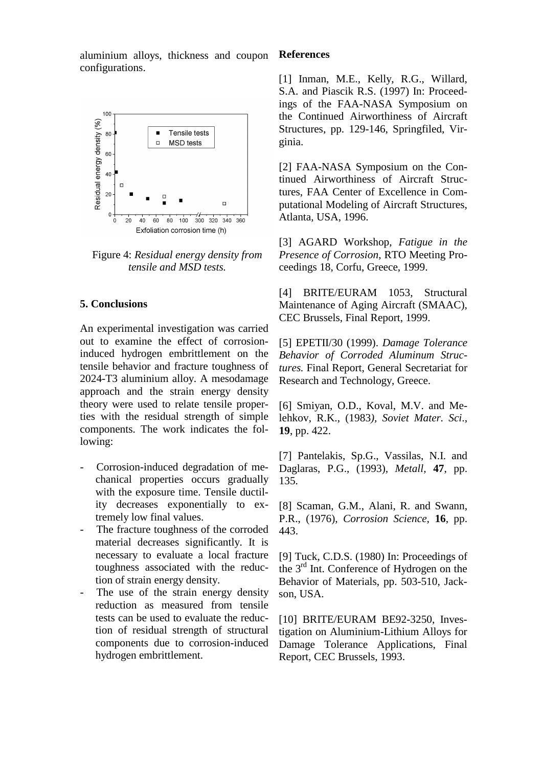aluminium alloys, thickness and coupon configurations.

Figure 4: *Residual energy density from tensile and MSD tests.*

## 5. Conclusions

An experimental investigation was carried out to examine the effect of corrosion-induced hydrogen embrittlement on the tensile behavior and fracture toughness of 2024-T3 aluminium alloy. A mesodamage approach and the strain energy density theory were used to relate tensile properties with the residual strength of simple components. The work indicates the following:

- Corrosion-induced degradation of mechanical properties occurs gradually with the exposure time. Tensile ductility decreases exponentially to extremely low final values.
- The fracture toughness of the corroded material decreases significantly. It is necessary to evaluate a local fracture toughness associated with the reduction of strain energy density.
- The use of the strain energy density reduction as measured from tensile tests can be used to evaluate the reduction of residual strength of structural components due to corrosion-induced hydrogen embrittlement.

## References

[1] Inman, M.E., Kelly, R.G., Willard, S.A. and Piascik R.S. (1997) In: Proceedings of the FAA-NASA Symposium on the Continued Airworthiness of Aircraft Structures, pp. 129-146, Springfiled, Virginia.

[2] FAA-NASA Symposium on the Continued Airworthiness of Aircraft Structures, FAA Center of Excellence in Computational Modeling of Aircraft Structures, Atlanta, USA, 1996.

[3] AGARD Workshop, *Fatigue in the Presence of Corrosion*, RTO Meeting Proceedings 18, Corfu, Greece, 1999.

[4] BRITE/EURAM 1053, Structural Maintenance of Aging Aircraft (SMAAC), CEC Brussels, Final Report, 1999.

[5] EPETII/30 (1999). *Damage Tolerance Behavior of Corroded Aluminum Structures.* Final Report, General Secretariat for Research and Technology, Greece.

[6] Smiyan, O.D., Koval, M.V. and Melehkov, R.K., (1983), *Soviet Mater. Sci*., **19**, pp. 422.

[7] Pantelakis, Sp.G., Vassilas, N.I. and Daglaras, P.G., (1993), *Metall*, **47**, pp. 135.

[8] Scaman, G.M., Alani, R. and Swann, P.R., (1976), *Corrosion Science*, **16**, pp. 443.

[9] Tuck, C.D.S. (1980) In: Proceedings of the 3rd Int. Conference of Hydrogen on the Behavior of Materials, pp. 503-510, Jackson, USA.

[10] BRITE/EURAM BE92-3250, Investigation on Aluminium-Lithium Alloys for Damage Tolerance Applications, Final Report, CEC Brussels, 1993.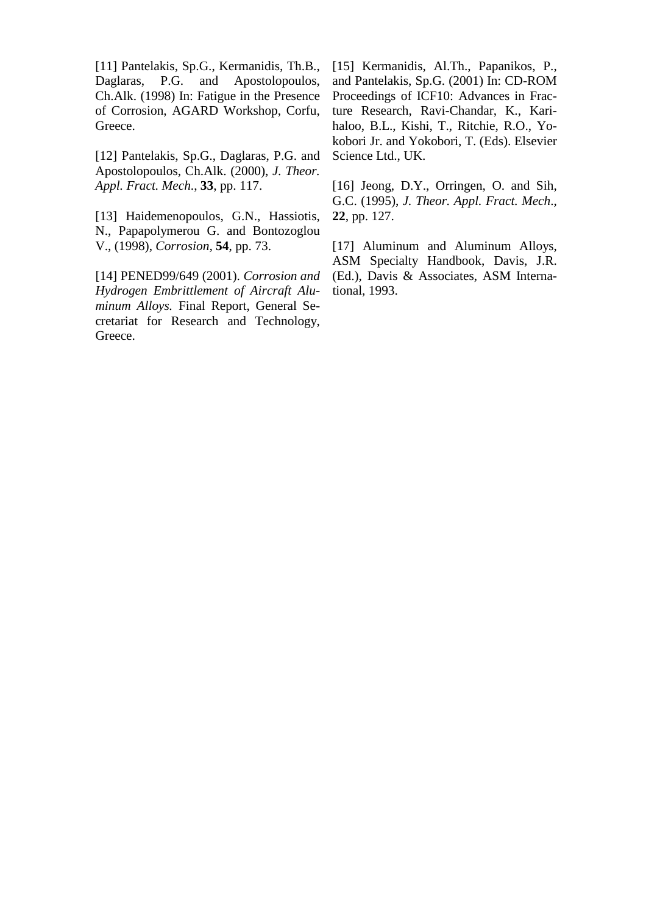[11] Pantelakis, Sp.G., Kermanidis, Th.B., Daglaras, P.G. and Apostolopoulos, Ch.Alk. (1998) In: Fatigue in the Presence of Corrosion, AGARD Workshop, Corfu, Greece.

[12] Pantelakis, Sp.G., Daglaras, P.G. and Apostolopoulos, Ch.Alk. (2000), *J. Theor. Appl. Fract. Mech.*, **33**, pp. 117.

[13] Haidemenopoulos, G.N., Hassiotis, N., Papapolymerou G. and Bontozoglou V., (1998), *Corrosion*, **54**, pp. 73.

[14] PENED99/649 (2001). *Corrosion and Hydrogen Embrittlement of Aircraft Aluminum Alloys.* Final Report, General Secretariat for Research and Technology, Greece.

[15] Kermanidis, Al.Th., Papanikos, P., and Pantelakis, Sp.G. (2001) In: CD-ROM Proceedings of ICF10: Advances in Fracture Research, Ravi-Chandar, K., Karihaloo, B.L., Kishi, T., Ritchie, R.O., Yokobori Jr. and Yokobori, T. (Eds). Elsevier Science Ltd., UK.

[16] Jeong, D.Y., Orringen, O. and Sih, G.C. (1995), *J. Theor. Appl. Fract. Mech*., **22**, pp. 127.

[17] Aluminum and Aluminum Alloys, ASM Specialty Handbook, Davis, J.R. (Ed.), Davis & Associates, ASM International, 1993.